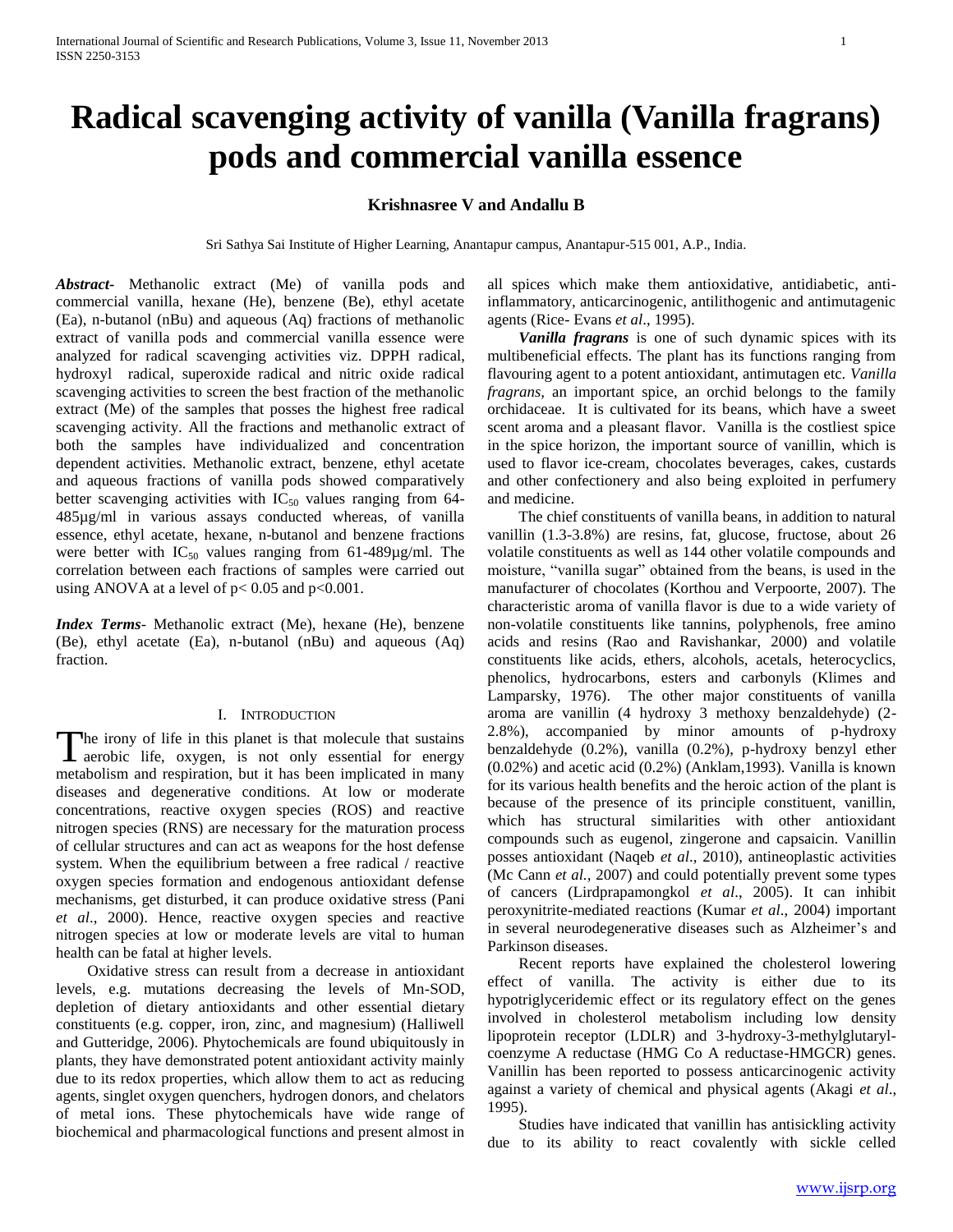# Radical scavenging activity of vanilla (Vanilla fragrans) pods and commercial vanilla essence

**Krishnasree V and Andallu B**

Sri Sathya Sai Institute of Higher Learning, Anantapur campus, Anantapur-515 001, A.P., India.

***Abstract-*** Methanolic extract (Me) of vanilla pods and commercial vanilla, hexane (He), benzene (Be), ethyl acetate (Ea), n-butanol (nBu) and aqueous (Aq) fractions of methanolic extract of vanilla pods and commercial vanilla essence were analyzed for radical scavenging activities viz. DPPH radical, hydroxyl radical, superoxide radical and nitric oxide radical scavenging activities to screen the best fraction of the methanolic extract (Me) of the samples that posses the highest free radical scavenging activity. All the fractions and methanolic extract of both the samples have individualized and concentration dependent activities. Methanolic extract, benzene, ethyl acetate and aqueous fractions of vanilla pods showed comparatively better scavenging activities with $IC_{50}$ values ranging from 64-485µg/ml in various assays conducted whereas, of vanilla essence, ethyl acetate, hexane, n-butanol and benzene fractions were better with $IC_{50}$ values ranging from 61-489µg/ml. The correlation between each fractions of samples were carried out using ANOVA at a level of $p< 0.05$ and $p<0.001$.

***Index Terms***- Methanolic extract (Me), hexane (He), benzene (Be), ethyl acetate (Ea), n-butanol (nBu) and aqueous (Aq) fraction.

## I. Introduction

The irony of life in this planet is that molecule that sustains aerobic life, oxygen, is not only essential for energy metabolism and respiration, but it has been implicated in many diseases and degenerative conditions. At low or moderate concentrations, reactive oxygen species (ROS) and reactive nitrogen species (RNS) are necessary for the maturation process of cellular structures and can act as weapons for the host defense system. When the equilibrium between a free radical / reactive oxygen species formation and endogenous antioxidant defense mechanisms, get disturbed, it can produce oxidative stress (Pani *et al*., 2000). Hence, reactive oxygen species and reactive nitrogen species at low or moderate levels are vital to human health can be fatal at higher levels.

Oxidative stress can result from a decrease in antioxidant levels, e.g. mutations decreasing the levels of Mn-SOD, depletion of dietary antioxidants and other essential dietary constituents (e.g. copper, iron, zinc, and magnesium) (Halliwell and Gutteridge, 2006). Phytochemicals are found ubiquitously in plants, they have demonstrated potent antioxidant activity mainly due to its redox properties, which allow them to act as reducing agents, singlet oxygen quenchers, hydrogen donors, and chelators of metal ions. These phytochemicals have wide range of biochemical and pharmacological functions and present almost in all spices which make them antioxidative, antidiabetic, anti-inflammatory, anticarcinogenic, antilithogenic and antimutagenic agents (Rice- Evans *et al*., 1995).

***Vanilla fragrans*** is one of such dynamic spices with its multibeneficial effects. The plant has its functions ranging from flavouring agent to a potent antioxidant, antimutagen etc. *Vanilla fragrans,* an important spice, an orchid belongs to the family orchidaceae. It is cultivated for its beans, which have a sweet scent aroma and a pleasant flavor. Vanilla is the costliest spice in the spice horizon, the important source of vanillin, which is used to flavor ice-cream, chocolates beverages, cakes, custards and other confectionery and also being exploited in perfumery and medicine.

The chief constituents of vanilla beans, in addition to natural vanillin (1.3-3.8%) are resins, fat, glucose, fructose, about 26 volatile constituents as well as 144 other volatile compounds and moisture, "vanilla sugar" obtained from the beans, is used in the manufacturer of chocolates (Korthou and Verpoorte, 2007). The characteristic aroma of vanilla flavor is due to a wide variety of non-volatile constituents like tannins, polyphenols, free amino acids and resins (Rao and Ravishankar, 2000) and volatile constituents like acids, ethers, alcohols, acetals, heterocyclics, phenolics, hydrocarbons, esters and carbonyls (Klimes and Lamparsky, 1976). The other major constituents of vanilla aroma are vanillin (4 hydroxy 3 methoxy benzaldehyde) (2-2.8%), accompanied by minor amounts of p-hydroxy benzaldehyde (0.2%), vanilla (0.2%), p-hydroxy benzyl ether (0.02%) and acetic acid (0.2%) (Anklam,1993). Vanilla is known for its various health benefits and the heroic action of the plant is because of the presence of its principle constituent, vanillin, which has structural similarities with other antioxidant compounds such as eugenol, zingerone and capsaicin. Vanillin posses antioxidant (Naqeb *et al*., 2010), antineoplastic activities (Mc Cann *et al.,* 2007) and could potentially prevent some types of cancers (Lirdprapamongkol *et al*., 2005). It can inhibit peroxynitrite-mediated reactions (Kumar *et al*., 2004) important in several neurodegenerative diseases such as Alzheimer's and Parkinson diseases.

Recent reports have explained the cholesterol lowering effect of vanilla. The activity is either due to its hypotriglyceridemic effect or its regulatory effect on the genes involved in cholesterol metabolism including low density lipoprotein receptor (LDLR) and 3-hydroxy-3-methylglutaryl-coenzyme A reductase (HMG Co A reductase-HMGCR) genes. Vanillin has been reported to possess anticarcinogenic activity against a variety of chemical and physical agents (Akagi *et al*., 1995).

Studies have indicated that vanillin has antisickling activity due to its ability to react covalently with sickle celled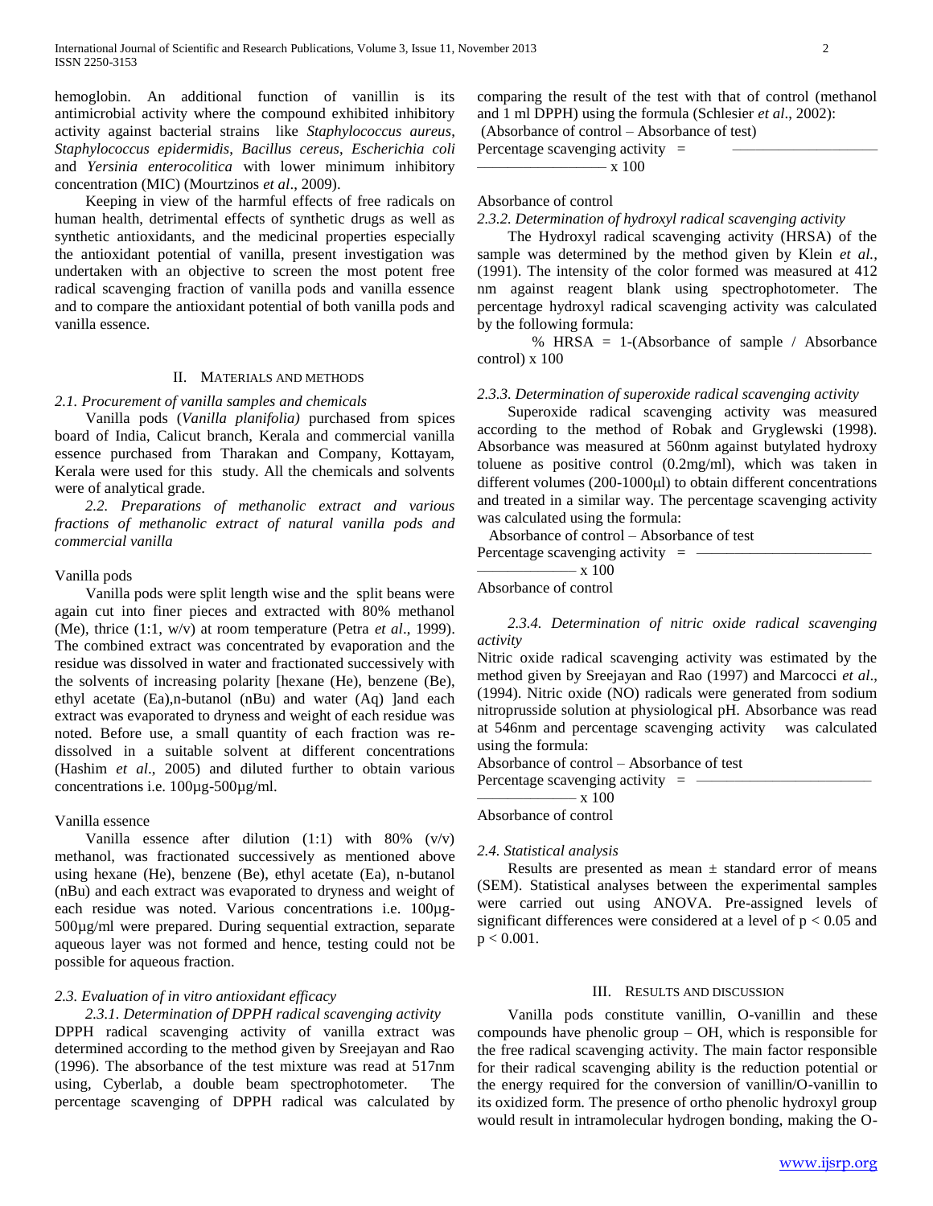hemoglobin. An additional function of vanillin is its antimicrobial activity where the compound exhibited inhibitory activity against bacterial strains like *Staphylococcus aureus*, *Staphylococcus epidermidis*, *Bacillus cereus*, *Escherichia coli* and *Yersinia enterocolitica* with lower minimum inhibitory concentration (MIC) (Mourtzinos *et al*., 2009).

Keeping in view of the harmful effects of free radicals on human health, detrimental effects of synthetic drugs as well as synthetic antioxidants, and the medicinal properties especially the antioxidant potential of vanilla, present investigation was undertaken with an objective to screen the most potent free radical scavenging fraction of vanilla pods and vanilla essence and to compare the antioxidant potential of both vanilla pods and vanilla essence.

## II. Materials and Methods

### *2.1. Procurement of vanilla samples and chemicals*

Vanilla pods (*Vanilla planifolia)* purchased from spices board of India, Calicut branch, Kerala and commercial vanilla essence purchased from Tharakan and Company, Kottayam, Kerala were used for this study. All the chemicals and solvents were of analytical grade.

### *2.2. Preparations of methanolic extract and various fractions of methanolic extract of natural vanilla pods and commercial vanilla*

Vanilla pods

Vanilla pods were split length wise and the split beans were again cut into finer pieces and extracted with 80% methanol (Me), thrice (1:1, w/v) at room temperature (Petra *et al*., 1999). The combined extract was concentrated by evaporation and the residue was dissolved in water and fractionated successively with the solvents of increasing polarity [hexane (He), benzene (Be), ethyl acetate (Ea),n-butanol (nBu) and water (Aq) ]and each extract was evaporated to dryness and weight of each residue was noted. Before use, a small quantity of each fraction was re-dissolved in a suitable solvent at different concentrations (Hashim *et al*., 2005) and diluted further to obtain various concentrations i.e. 100µg-500µg/ml.

Vanilla essence

Vanilla essence after dilution (1:1) with 80% (v/v) methanol, was fractionated successively as mentioned above using hexane (He), benzene (Be), ethyl acetate (Ea), n-butanol (nBu) and each extract was evaporated to dryness and weight of each residue was noted. Various concentrations i.e. 100µg-500µg/ml were prepared. During sequential extraction, separate aqueous layer was not formed and hence, testing could not be possible for aqueous fraction.

### *2.3. Evaluation of in vitro antioxidant efficacy*

#### *2.3.1. Determination of DPPH radical scavenging activity*

DPPH radical scavenging activity of vanilla extract was determined according to the method given by Sreejayan and Rao (1996). The absorbance of the test mixture was read at 517nm using, Cyberlab, a double beam spectrophotometer. The percentage scavenging of DPPH radical was calculated by comparing the result of the test with that of control (methanol and 1 ml DPPH) using the formula (Schlesier *et al*., 2002):

$$\text{Percentage scavenging activity} = \frac{\text{Absorbance of control} - \text{Absorbance of test}}{\text{Absorbance of control}} \times 100$$

#### *2.3.2. Determination of hydroxyl radical scavenging activity*

The Hydroxyl radical scavenging activity (HRSA) of the sample was determined by the method given by Klein *et al.,* (1991). The intensity of the color formed was measured at 412 nm against reagent blank using spectrophotometer. The percentage hydroxyl radical scavenging activity was calculated by the following formula:

$$\% \text{ HRSA} = 1-(\text{Absorbance of sample} / \text{Absorbance control}) \times 100$$

#### *2.3.3. Determination of superoxide radical scavenging activity*

Superoxide radical scavenging activity was measured according to the method of Robak and Gryglewski (1998). Absorbance was measured at 560nm against butylated hydroxy toluene as positive control (0.2mg/ml), which was taken in different volumes (200-1000µl) to obtain different concentrations and treated in a similar way. The percentage scavenging activity was calculated using the formula:

$$\text{Percentage scavenging activity} = \frac{\text{Absorbance of control} - \text{Absorbance of test}}{\text{Absorbance of control}} \times 100$$

#### *2.3.4. Determination of nitric oxide radical scavenging activity*

Nitric oxide radical scavenging activity was estimated by the method given by Sreejayan and Rao (1997) and Marcocci *et al*., (1994). Nitric oxide (NO) radicals were generated from sodium nitroprusside solution at physiological pH. Absorbance was read at 546nm and percentage scavenging activity was calculated using the formula:

$$\text{Percentage scavenging activity} = \frac{\text{Absorbance of control} - \text{Absorbance of test}}{\text{Absorbance of control}} \times 100$$

### *2.4. Statistical analysis*

Results are presented as mean ± standard error of means (SEM). Statistical analyses between the experimental samples were carried out using ANOVA. Pre-assigned levels of significant differences were considered at a level of $p < 0.05$ and $p < 0.001$.

## III. Results and Discussion

Vanilla pods constitute vanillin, O-vanillin and these compounds have phenolic group – OH, which is responsible for the free radical scavenging activity. The main factor responsible for their radical scavenging ability is the reduction potential or the energy required for the conversion of vanillin/O-vanillin to its oxidized form. The presence of ortho phenolic hydroxyl group would result in intramolecular hydrogen bonding, making the O-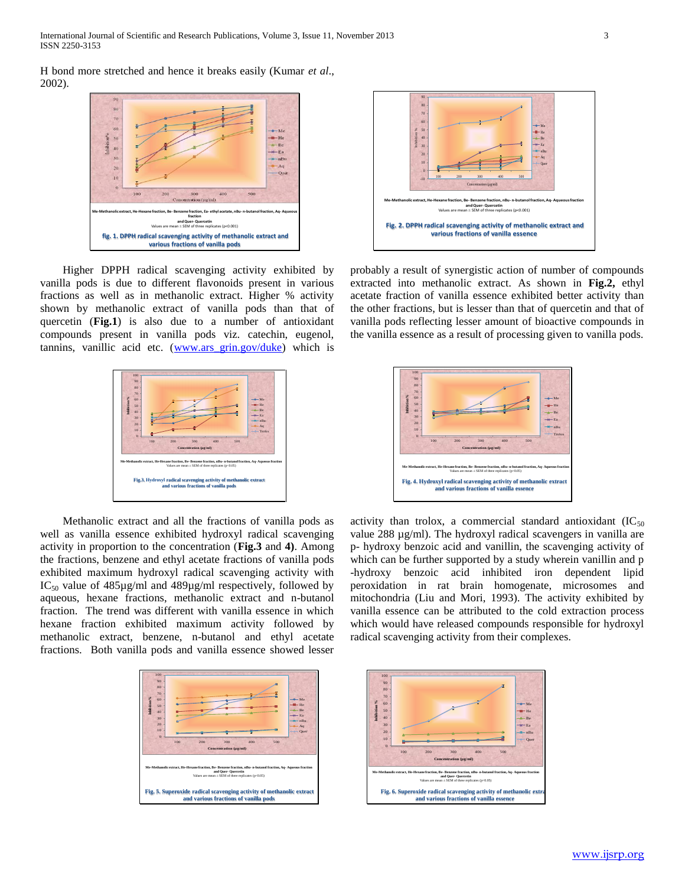H bond more stretched and hence it breaks easily (Kumar *et al*., 2002).

Me-Methanolic extract, He-Hexane fraction, Be- Benzene fraction, Ea- ethyl acetate, nBu- n-butanol fraction, Aq- Aqueous fraction and Quer- Quercetin
Values are mean ± SEM of three replicates (p<0.001)

**fig. 1. DPPH radical scavenging activity of methanolic extract and various fractions of vanilla pods**

Me-Methanolic extract, He-Hexane fraction, Be- Benzene fraction, nBu- n-butanol fraction, Aq- Aqueous fraction and Quer- Quercetin
Values are mean ± SEM of three replicates (p<0.001)

**Fig. 2. DPPH radical scavenging activity of methanolic extract and various fractions of vanilla essence**

Higher DPPH radical scavenging activity exhibited by vanilla pods is due to different flavonoids present in various fractions as well as in methanolic extract. Higher % activity shown by methanolic extract of vanilla pods than that of quercetin (**Fig.1**) is also due to a number of antioxidant compounds present in vanilla pods viz. catechin, eugenol, tannins, vanillic acid etc. (www.ars_grin.gov/duke) which is probably a result of synergistic action of number of compounds extracted into methanolic extract. As shown in **Fig.2,** ethyl acetate fraction of vanilla essence exhibited better activity than the other fractions, but is lesser than that of quercetin and that of vanilla pods reflecting lesser amount of bioactive compounds in the vanilla essence as a result of processing given to vanilla pods.

Me-Methanolic extract, He-Hexane fraction, Be- Benzene fraction, nBu- n-butanol fraction, Aq-Aqueous fraction
Values are mean ± SEM of three replicates (p<0.05)

**Fig.3. Hydroxyl radical scavenging activity of methanolic extract and various fractions of vanilla pods**

Me-Methanolic extract, He-Hexane fraction, Be- Benzene fraction, nBu- n-butanol fraction, Aq- Aqueous fraction
Values are mean ± SEM of three replicates (p<0.05)

**Fig. 4. Hydroxyl radical scavenging activity of methanolic extract and various fractions of vanilla essence**

Methanolic extract and all the fractions of vanilla pods as well as vanilla essence exhibited hydroxyl radical scavenging activity in proportion to the concentration (**Fig.3** and **4)**. Among the fractions, benzene and ethyl acetate fractions of vanilla pods exhibited maximum hydroxyl radical scavenging activity with $IC_{50}$ value of 485µg/ml and 489µg/ml respectively, followed by aqueous, hexane fractions, methanolic extract and n-butanol fraction. The trend was different with vanilla essence in which hexane fraction exhibited maximum activity followed by methanolic extract, benzene, n-butanol and ethyl acetate fractions. Both vanilla pods and vanilla essence showed lesser activity than trolox, a commercial standard antioxidant ($IC_{50}$ value 288 µg/ml). The hydroxyl radical scavengers in vanilla are p- hydroxy benzoic acid and vanillin, the scavenging activity of which can be further supported by a study wherein vanillin and p -hydroxy benzoic acid inhibited iron dependent lipid peroxidation in rat brain homogenate, microsomes and mitochondria (Liu and Mori, 1993). The activity exhibited by vanilla essence can be attributed to the cold extraction process which would have released compounds responsible for hydroxyl radical scavenging activity from their complexes.

Me-Methanolic extract, He-Hexane fraction, Be- Benzene fraction, nBu- n-butanol fraction, Aq- Aqueous fraction and Quer- Quercetin
Values are mean ± SEM of three replicates (p<0.05)

**Fig. 5. Superoxide radical scavenging activity of methanolic extract and various fractions of vanilla pods**

Me-Methanolic extract, He-Hexane fraction, Be- Benzene fraction, nBu- n-butanol fraction, Aq- Aqueous fraction and Quer- Quercetin
Values are mean ± SEM of three replicates (p<0.05)

**Fig. 6. Superoxide radical scavenging activity of methanolic extract and various fractions of vanilla essence**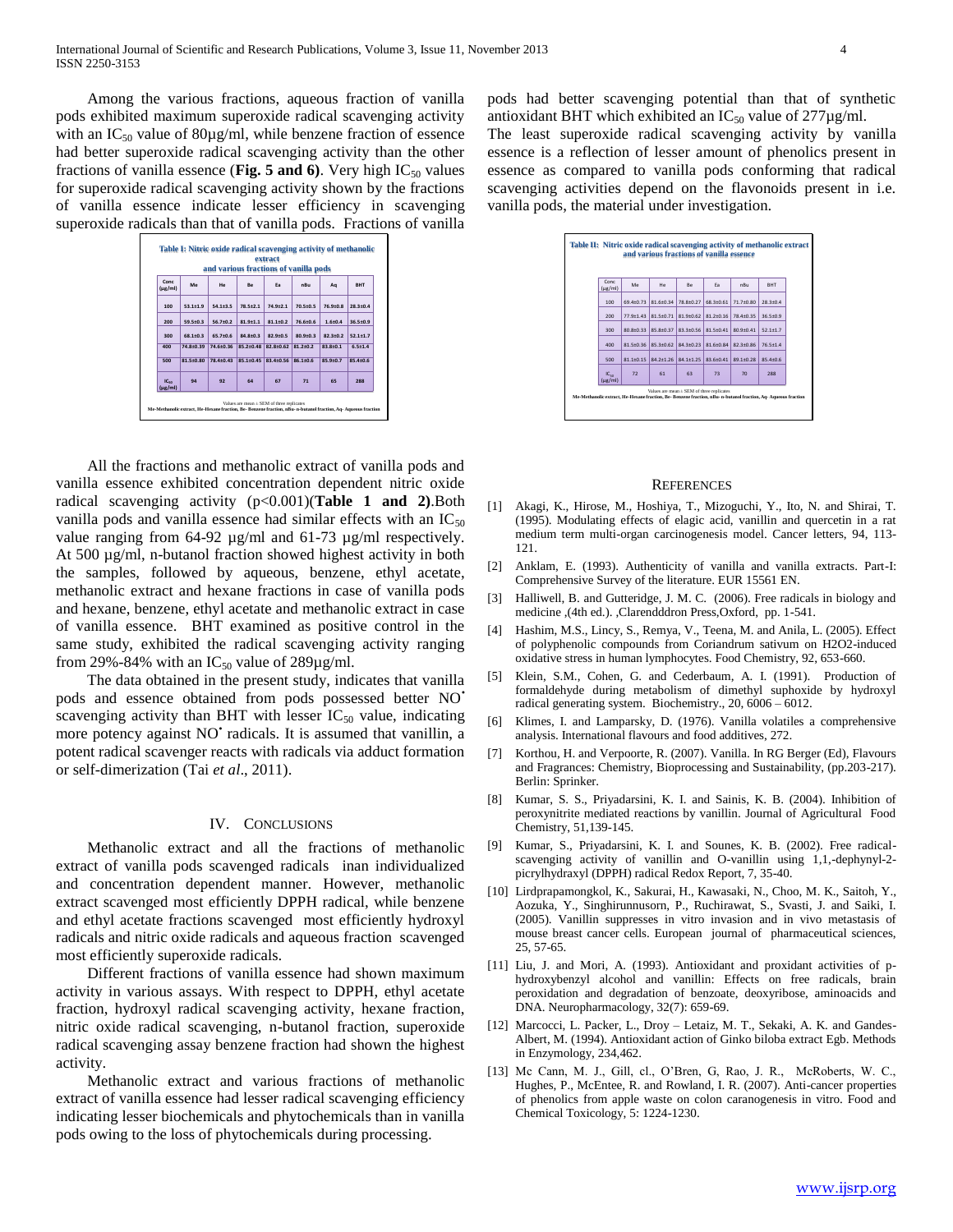Among the various fractions, aqueous fraction of vanilla pods exhibited maximum superoxide radical scavenging activity with an $IC_{50}$ value of 80µg/ml, while benzene fraction of essence had better superoxide radical scavenging activity than the other fractions of vanilla essence (**Fig. 5 and 6)**. Very high $IC_{50}$ values for superoxide radical scavenging activity shown by the fractions of vanilla essence indicate lesser efficiency in scavenging superoxide radicals than that of vanilla pods. Fractions of vanilla pods had better scavenging potential than that of synthetic antioxidant BHT which exhibited an $IC_{50}$ value of 277µg/ml.

The least superoxide radical scavenging activity by vanilla essence is a reflection of lesser amount of phenolics present in essence as compared to vanilla pods conforming that radical scavenging activities depend on the flavonoids present in i.e. vanilla pods, the material under investigation.

**Table I: Nitric oxide radical scavenging activity of methanolic extract and various fractions of vanilla pods**

| Conc (µg/ml) | Me | He | Be | Ea | nBu | Aq | BHT |
|---|---|---|---|---|---|---|---|
| 100 | 53.1±1.9 | 54.1±3.5 | 78.5±2.1 | 74.9±2.1 | 70.5±0.5 | 76.9±0.8 | 28.3±0.4 |
| 200 | 59.5±0.3 | 56.7±0.2 | 81.9±1.1 | 81.1±0.2 | 76.6±0.6 | 1.6±0.4 | 36.5±0.9 |
| 300 | 68.1±0.3 | 65.7±0.6 | 84.8±0.3 | 82.9±0.5 | 80.9±0.3 | 82.3±0.2 | 52.1±1.7 |
| 400 | 74.8±0.39 | 74.6±0.36 | 85.2±0.48 | 82.8±0.62 | 81.2±0.2 | 83.8±0.1 | 6.5±1.4 |
| 500 | 81.5±0.80 | 78.4±0.43 | 85.1±0.45 | 83.4±0.56 | 86.1±0.6 | 85.9±0.7 | 85.4±0.6 |
| $IC_{50}$ (µg/ml) | 94 | 92 | 64 | 67 | 71 | 65 | 288 |

Values are mean ± SEM of three replicates
Me-Methanolic extract, He-Hexane fraction, Be- Benzene fraction, nBu- n-butanol fraction, Aq- Aqueous fraction

**Table II: Nitric oxide radical scavenging activity of methanolic extract and various fractions of vanilla essence**

| Conc (µg/ml) | Me | He | Be | Ea | nBu | Aq | BHT |
|---|---|---|---|---|---|---|---|
| 100 | 69.4±0.73 | 81.6±0.34 | 78.8±0.27 | 68.3±0.61 | 71.7±0.80 | 28.3±0.4 | |
| 200 | 77.9±1.43 | 81.5±0.71 | 81.9±0.62 | 81.2±0.16 | 78.4±0.35 | 36.5±0.9 | |
| 300 | 80.8±0.33 | 85.8±0.37 | 83.3±0.56 | 81.5±0.41 | 80.9±0.41 | 52.1±1.7 | |
| 400 | 81.5±0.36 | 85.3±0.62 | 84.3±0.23 | 81.6±0.84 | 82.3±0.86 | 76.5±1.4 | |
| 500 | 81.1±0.15 | 84.2±1.26 | 84.1±1.25 | 83.6±0.41 | 89.1±0.28 | 85.4±0.6 | |
| $IC_{50}$ (µg/ml) | 72 | 61 | 63 | 73 | 70 | 288 | |

Values are mean ± SEM of three replicates
Me-Methanolic extract, He-Hexane fraction, Be- Benzene fraction, nBu- n-butanol fraction, Aq- Aqueous fraction

All the fractions and methanolic extract of vanilla pods and vanilla essence exhibited concentration dependent nitric oxide radical scavenging activity ($p<0.001$)(**Table 1 and 2)**.Both vanilla pods and vanilla essence had similar effects with an $IC_{50}$ value ranging from 64-92 µg/ml and 61-73 µg/ml respectively. At 500 µg/ml, n-butanol fraction showed highest activity in both the samples, followed by aqueous, benzene, ethyl acetate, methanolic extract and hexane fractions in case of vanilla pods and hexane, benzene, ethyl acetate and methanolic extract in case of vanilla essence. BHT examined as positive control in the same study, exhibited the radical scavenging activity ranging from 29%-84% with an $IC_{50}$ value of 289µg/ml.

The data obtained in the present study, indicates that vanilla pods and essence obtained from pods possessed better $NO^{\bullet}$ scavenging activity than BHT with lesser $IC_{50}$ value, indicating more potency against $NO^{\bullet}$ radicals. It is assumed that vanillin, a potent radical scavenger reacts with radicals via adduct formation or self-dimerization (Tai *et al*., 2011).

## IV. Conclusions

Methanolic extract and all the fractions of methanolic extract of vanilla pods scavenged radicals inan individualized and concentration dependent manner. However, methanolic extract scavenged most efficiently DPPH radical, while benzene and ethyl acetate fractions scavenged most efficiently hydroxyl radicals and nitric oxide radicals and aqueous fraction scavenged most efficiently superoxide radicals.

Different fractions of vanilla essence had shown maximum activity in various assays. With respect to DPPH, ethyl acetate fraction, hydroxyl radical scavenging activity, hexane fraction, nitric oxide radical scavenging, n-butanol fraction, superoxide radical scavenging assay benzene fraction had shown the highest activity.

Methanolic extract and various fractions of methanolic extract of vanilla essence had lesser radical scavenging efficiency indicating lesser biochemicals and phytochemicals than in vanilla pods owing to the loss of phytochemicals during processing.

## References

[1] Akagi, K., Hirose, M., Hoshiya, T., Mizoguchi, Y., Ito, N. and Shirai, T. (1995). Modulating effects of elagic acid, vanillin and quercetin in a rat medium term multi-organ carcinogenesis model. Cancer letters, 94, 113-121.

[2] Anklam, E. (1993). Authenticity of vanilla and vanilla extracts. Part-I: Comprehensive Survey of the literature. EUR 15561 EN.

[3] Halliwell, B. and Gutteridge, J. M. C. (2006). Free radicals in biology and medicine ,(4th ed.). ,Clarendddron Press,Oxford, pp. 1-541.

[4] Hashim, M.S., Lincy, S., Remya, V., Teena, M. and Anila, L. (2005). Effect of polyphenolic compounds from Coriandrum sativum on H2O2-induced oxidative stress in human lymphocytes. Food Chemistry, 92, 653-660.

[5] Klein, S.M., Cohen, G. and Cederbaum, A. I. (1991). Production of formaldehyde during metabolism of dimethyl suphoxide by hydroxyl radical generating system. Biochemistry., 20, 6006 – 6012.

[6] Klimes, I. and Lamparsky, D. (1976). Vanilla volatiles a comprehensive analysis. International flavours and food additives, 272.

[7] Korthou, H. and Verpoorte, R. (2007). Vanilla. In RG Berger (Ed), Flavours and Fragrances: Chemistry, Bioprocessing and Sustainability, (pp.203-217). Berlin: Sprinker.

[8] Kumar, S. S., Priyadarsini, K. I. and Sainis, K. B. (2004). Inhibition of peroxynitrite mediated reactions by vanillin. Journal of Agricultural Food Chemistry, 51,139-145.

[9] Kumar, S., Priyadarsini, K. I. and Sounes, K. B. (2002). Free radical-scavenging activity of vanillin and O-vanillin using 1,1,-dephynyl-2-picrylhydraxyl (DPPH) radical Redox Report, 7, 35-40.

[10] Lirdprapamongkol, K., Sakurai, H., Kawasaki, N., Choo, M. K., Saitoh, Y., Aozuka, Y., Singhirunnusorn, P., Ruchirawat, S., Svasti, J. and Saiki, I. (2005). Vanillin suppresses in vitro invasion and in vivo metastasis of mouse breast cancer cells. European journal of pharmaceutical sciences, 25, 57-65.

[11] Liu, J. and Mori, A. (1993). Antioxidant and proxidant activities of p-hydroxybenzyl alcohol and vanillin: Effects on free radicals, brain peroxidation and degradation of benzoate, deoxyribose, aminoacids and DNA. Neuropharmacology, 32(7): 659-69.

[12] Marcocci, L. Packer, L., Droy – Letaiz, M. T., Sekaki, A. K. and Gandes-Albert, M. (1994). Antioxidant action of Ginko biloba extract Egb. Methods in Enzymology, 234,462.

[13] Mc Cann, M. J., Gill, cl., O'Bren, G, Rao, J. R., McRoberts, W. C., Hughes, P., McEntee, R. and Rowland, I. R. (2007). Anti-cancer properties of phenolics from apple waste on colon caranogenesis in vitro. Food and Chemical Toxicology, 5: 1224-1230.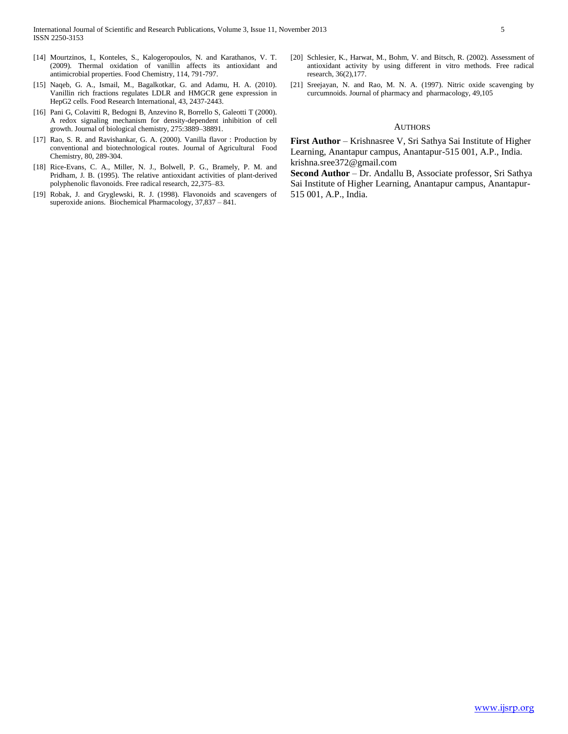[14] Mourtzinos, I., Konteles, S., Kalogeropoulos, N. and Karathanos, V. T. (2009). Thermal oxidation of vanillin affects its antioxidant and antimicrobial properties. Food Chemistry, 114, 791-797.

[15] Naqeb, G. A., Ismail, M., Bagalkotkar, G. and Adamu, H. A. (2010). Vanillin rich fractions regulates LDLR and HMGCR gene expression in HepG2 cells. Food Research International, 43, 2437-2443.

[16] Pani G, Colavitti R, Bedogni B, Anzevino R, Borrello S, Galeotti T (2000). A redox signaling mechanism for density-dependent inhibition of cell growth. Journal of biological chemistry, 275:3889–38891.

[17] Rao, S. R. and Ravishankar, G. A. (2000). Vanilla flavor : Production by conventional and biotechnological routes. Journal of Agricultural Food Chemistry, 80, 289-304.

[18] Rice-Evans, C. A., Miller, N. J., Bolwell, P. G., Bramely, P. M. and Pridham, J. B. (1995). The relative antioxidant activities of plant-derived polyphenolic flavonoids. Free radical research, 22,375–83.

[19] Robak, J. and Gryglewski, R. J. (1998). Flavonoids and scavengers of superoxide anions. Biochemical Pharmacology, 37,837 – 841.

[20] Schlesier, K., Harwat, M., Bohm, V. and Bitsch, R. (2002). Assessment of antioxidant activity by using different in vitro methods. Free radical research, 36(2),177.

[21] Sreejayan, N. and Rao, M. N. A. (1997). Nitric oxide scavenging by curcumnoids. Journal of pharmacy and pharmacology, 49,105

## AUTHORS

**First Author** – Krishnasree V, Sri Sathya Sai Institute of Higher Learning, Anantapur campus, Anantapur-515 001, A.P., India. krishna.sree372@gmail.com

**Second Author** – Dr. Andallu B, Associate professor, Sri Sathya Sai Institute of Higher Learning, Anantapur campus, Anantapur-515 001, A.P., India.